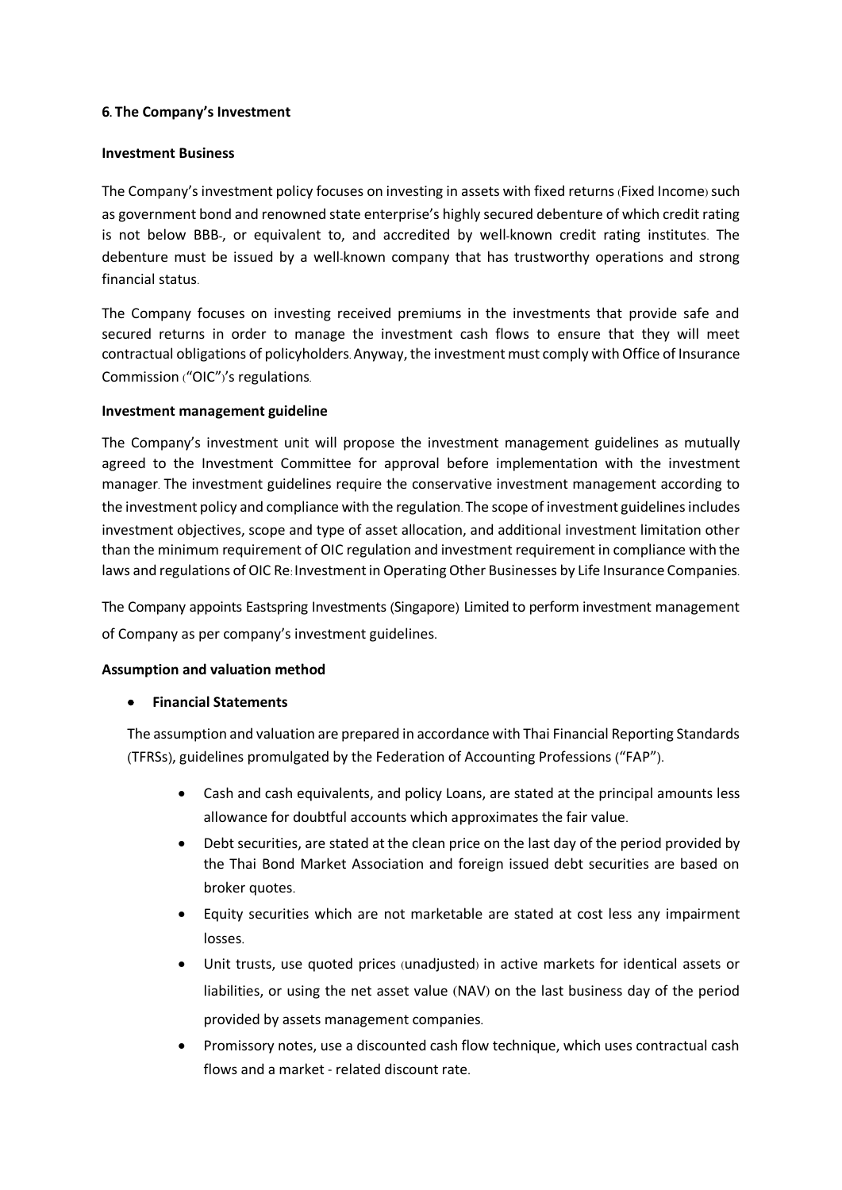**6. The Company's Investment**

**Investment Business**

The Company's investment policy focuses on investing in assets with fixed returns (Fixed Income) such as government bond and renowned state enterprise's highly secured debenture of which credit rating is not below BBB-, or equivalent to, and accredited by well-known credit rating institutes. The debenture must be issued by a well-known company that has trustworthy operations and strong financial status.

The Company focuses on investing received premiums in the investments that provide safe and secured returns in order to manage the investment cash flows to ensure that they will meet contractual obligations of policyholders. Anyway, the investment must comply with Office of Insurance Commission ("OIC")'s regulations.

**Investment management guideline**

The Company's investment unit will propose the investment management guidelines as mutually agreed to the Investment Committee for approval before implementation with the investment manager. The investment guidelines require the conservative investment management according to the investment policy and compliance with the regulation. The scope of investment guidelines includes investment objectives, scope and type of asset allocation, and additional investment limitation other than the minimum requirement of OIC regulation and investment requirement in compliance with the laws and regulations of OIC Re: Investment in Operating Other Businesses by Life Insurance Companies.

The Company appoints Eastspring Investments (Singapore) Limited to perform investment management of Company as per company's investment guidelines.

**Assumption and valuation method**

- **Financial Statements**

The assumption and valuation are prepared in accordance with Thai Financial Reporting Standards (TFRSs), guidelines promulgated by the Federation of Accounting Professions ("FAP").

- Cash and cash equivalents, and policy Loans, are stated at the principal amounts less allowance for doubtful accounts which approximates the fair value.
- Debt securities, are stated at the clean price on the last day of the period provided by the Thai Bond Market Association and foreign issued debt securities are based on broker quotes.
- Equity securities which are not marketable are stated at cost less any impairment losses.
- Unit trusts, use quoted prices (unadjusted) in active markets for identical assets or liabilities, or using the net asset value (NAV) on the last business day of the period provided by assets management companies.
- Promissory notes, use a discounted cash flow technique, which uses contractual cash flows and a market - related discount rate.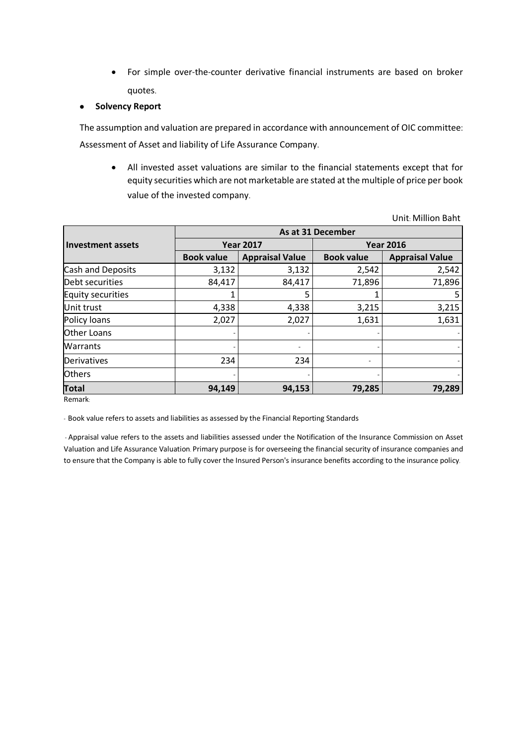- For simple over-the-counter derivative financial instruments are based on broker quotes.

- **Solvency Report**

The assumption and valuation are prepared in accordance with announcement of OIC committee: Assessment of Asset and liability of Life Assurance Company.

- All invested asset valuations are similar to the financial statements except that for equity securities which are not marketable are stated at the multiple of price per book value of the invested company.

Unit: Million Baht

| Investment assets | As at 31 December | | | |
|---|---|---|---|---|
| | Year 2017 | | Year 2016 | |
| | Book value | Appraisal Value | Book value | Appraisal Value |
| Cash and Deposits | 3,132 | 3,132 | 2,542 | 2,542 |
| Debt securities | 84,417 | 84,417 | 71,896 | 71,896 |
| Equity securities | 1 | 5 | 1 | 5 |
| Unit trust | 4,338 | 4,338 | 3,215 | 3,215 |
| Policy loans | 2,027 | 2,027 | 1,631 | 1,631 |
| Other Loans | - | - | - | - |
| Warrants | - | - | - | - |
| Derivatives | 234 | 234 | - | - |
| Others | - | - | - | - |
| **Total** | **94,149** | **94,153** | **79,285** | **79,289** |

Remark:

- Book value refers to assets and liabilities as assessed by the Financial Reporting Standards

- Appraisal value refers to the assets and liabilities assessed under the Notification of the Insurance Commission on Asset Valuation and Life Assurance Valuation. Primary purpose is for overseeing the financial security of insurance companies and to ensure that the Company is able to fully cover the Insured Person's insurance benefits according to the insurance policy.